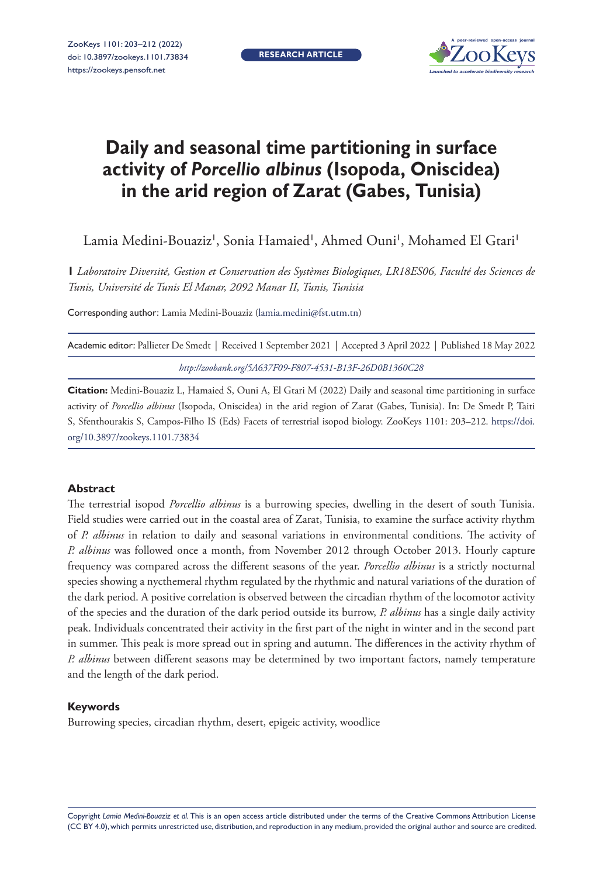RESEARCH ARTICLE

# Daily and seasonal time partitioning in surface activity of *Porcellio albinus* (Isopoda, Oniscidea) in the arid region of Zarat (Gabes, Tunisia)

Lamia Medini-Bouaziz[1], Sonia Hamaied[1], Ahmed Ouni[1], Mohamed El Gtari[1]

**1** *Laboratoire Diversité, Gestion et Conservation des Systèmes Biologiques, LR18ES06, Faculté des Sciences de Tunis, Université de Tunis El Manar, 2092 Manar II, Tunis, Tunisia*

Corresponding author: Lamia Medini-Bouaziz (lamia.medini@fst.utm.tn)

Academic editor: Pallieter De Smedt | Received 1 September 2021 | Accepted 3 April 2022 | Published 18 May 2022

*http://zoobank.org/5A637F09-F807-4531-B13F-26D0B1360C28*

**Citation:** Medini-Bouaziz L, Hamaied S, Ouni A, El Gtari M (2022) Daily and seasonal time partitioning in surface activity of *Porcellio albinus* (Isopoda, Oniscidea) in the arid region of Zarat (Gabes, Tunisia). In: De Smedt P, Taiti S, Sfenthourakis S, Campos-Filho IS (Eds) Facets of terrestrial isopod biology. ZooKeys 1101: 203–212. https://doi.org/10.3897/zookeys.1101.73834

## Abstract

The terrestrial isopod *Porcellio albinus* is a burrowing species, dwelling in the desert of south Tunisia. Field studies were carried out in the coastal area of Zarat, Tunisia, to examine the surface activity rhythm of *P. albinus* in relation to daily and seasonal variations in environmental conditions. The activity of *P. albinus* was followed once a month, from November 2012 through October 2013. Hourly capture frequency was compared across the different seasons of the year. *Porcellio albinus* is a strictly nocturnal species showing a nycthemeral rhythm regulated by the rhythmic and natural variations of the duration of the dark period. A positive correlation is observed between the circadian rhythm of the locomotor activity of the species and the duration of the dark period outside its burrow, *P. albinus* has a single daily activity peak. Individuals concentrated their activity in the first part of the night in winter and in the second part in summer. This peak is more spread out in spring and autumn. The differences in the activity rhythm of *P. albinus* between different seasons may be determined by two important factors, namely temperature and the length of the dark period.

## Keywords

Burrowing species, circadian rhythm, desert, epigeic activity, woodlice

Copyright *Lamia Medini-Bouaziz et al.* This is an open access article distributed under the terms of the Creative Commons Attribution License (CC BY 4.0), which permits unrestricted use, distribution, and reproduction in any medium, provided the original author and source are credited.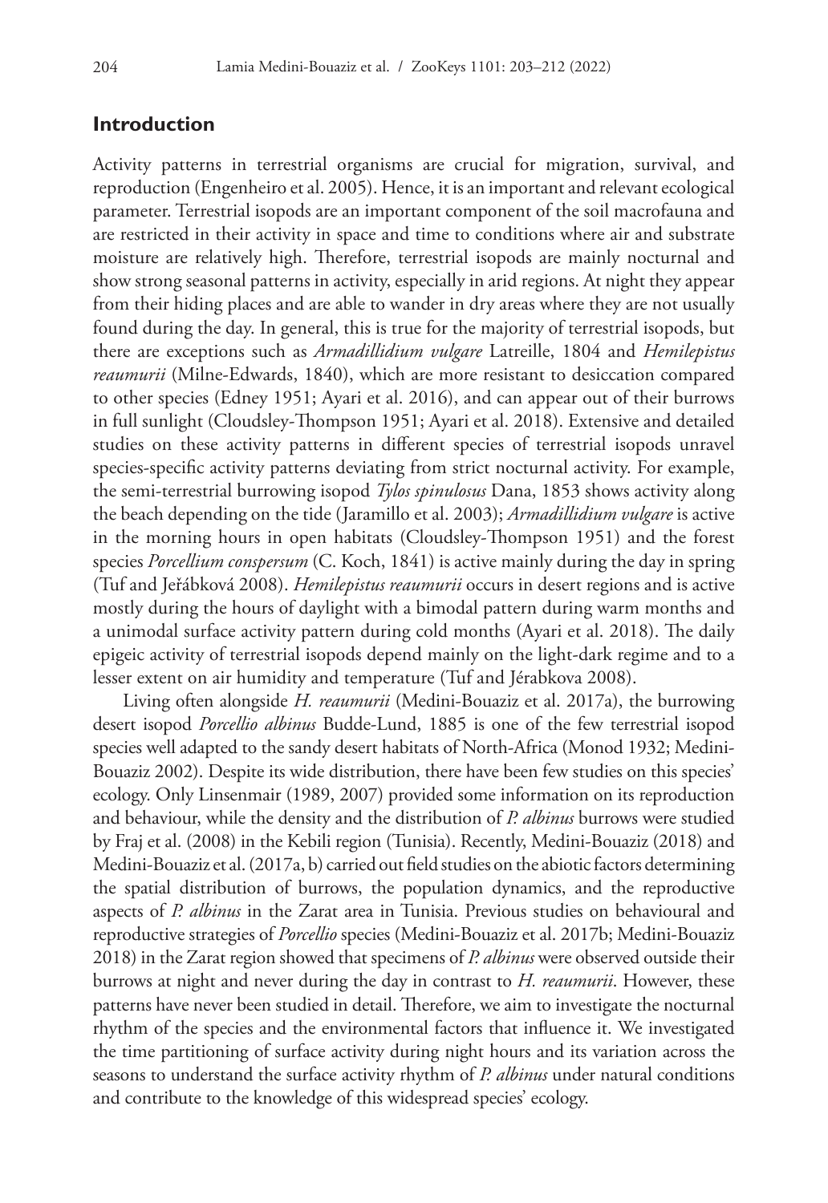## Introduction

Activity patterns in terrestrial organisms are crucial for migration, survival, and reproduction (Engenheiro et al. 2005). Hence, it is an important and relevant ecological parameter. Terrestrial isopods are an important component of the soil macrofauna and are restricted in their activity in space and time to conditions where air and substrate moisture are relatively high. Therefore, terrestrial isopods are mainly nocturnal and show strong seasonal patterns in activity, especially in arid regions. At night they appear from their hiding places and are able to wander in dry areas where they are not usually found during the day. In general, this is true for the majority of terrestrial isopods, but there are exceptions such as *Armadillidium vulgare* Latreille, 1804 and *Hemilepistus reaumurii* (Milne-Edwards, 1840), which are more resistant to desiccation compared to other species (Edney 1951; Ayari et al. 2016), and can appear out of their burrows in full sunlight (Cloudsley-Thompson 1951; Ayari et al. 2018). Extensive and detailed studies on these activity patterns in different species of terrestrial isopods unravel species-specific activity patterns deviating from strict nocturnal activity. For example, the semi-terrestrial burrowing isopod *Tylos spinulosus* Dana, 1853 shows activity along the beach depending on the tide (Jaramillo et al. 2003); *Armadillidium vulgare* is active in the morning hours in open habitats (Cloudsley-Thompson 1951) and the forest species *Porcellium conspersum* (C. Koch, 1841) is active mainly during the day in spring (Tuf and Jeřábková 2008). *Hemilepistus reaumurii* occurs in desert regions and is active mostly during the hours of daylight with a bimodal pattern during warm months and a unimodal surface activity pattern during cold months (Ayari et al. 2018). The daily epigeic activity of terrestrial isopods depend mainly on the light-dark regime and to a lesser extent on air humidity and temperature (Tuf and Jérabkova 2008).

Living often alongside *H. reaumurii* (Medini-Bouaziz et al. 2017a), the burrowing desert isopod *Porcellio albinus* Budde-Lund, 1885 is one of the few terrestrial isopod species well adapted to the sandy desert habitats of North-Africa (Monod 1932; Medini-Bouaziz 2002). Despite its wide distribution, there have been few studies on this species' ecology. Only Linsenmair (1989, 2007) provided some information on its reproduction and behaviour, while the density and the distribution of *P. albinus* burrows were studied by Fraj et al. (2008) in the Kebili region (Tunisia). Recently, Medini-Bouaziz (2018) and Medini-Bouaziz et al. (2017a, b) carried out field studies on the abiotic factors determining the spatial distribution of burrows, the population dynamics, and the reproductive aspects of *P. albinus* in the Zarat area in Tunisia. Previous studies on behavioural and reproductive strategies of *Porcellio* species (Medini-Bouaziz et al. 2017b; Medini-Bouaziz 2018) in the Zarat region showed that specimens of *P. albinus* were observed outside their burrows at night and never during the day in contrast to *H. reaumurii*. However, these patterns have never been studied in detail. Therefore, we aim to investigate the nocturnal rhythm of the species and the environmental factors that influence it. We investigated the time partitioning of surface activity during night hours and its variation across the seasons to understand the surface activity rhythm of *P. albinus* under natural conditions and contribute to the knowledge of this widespread species' ecology.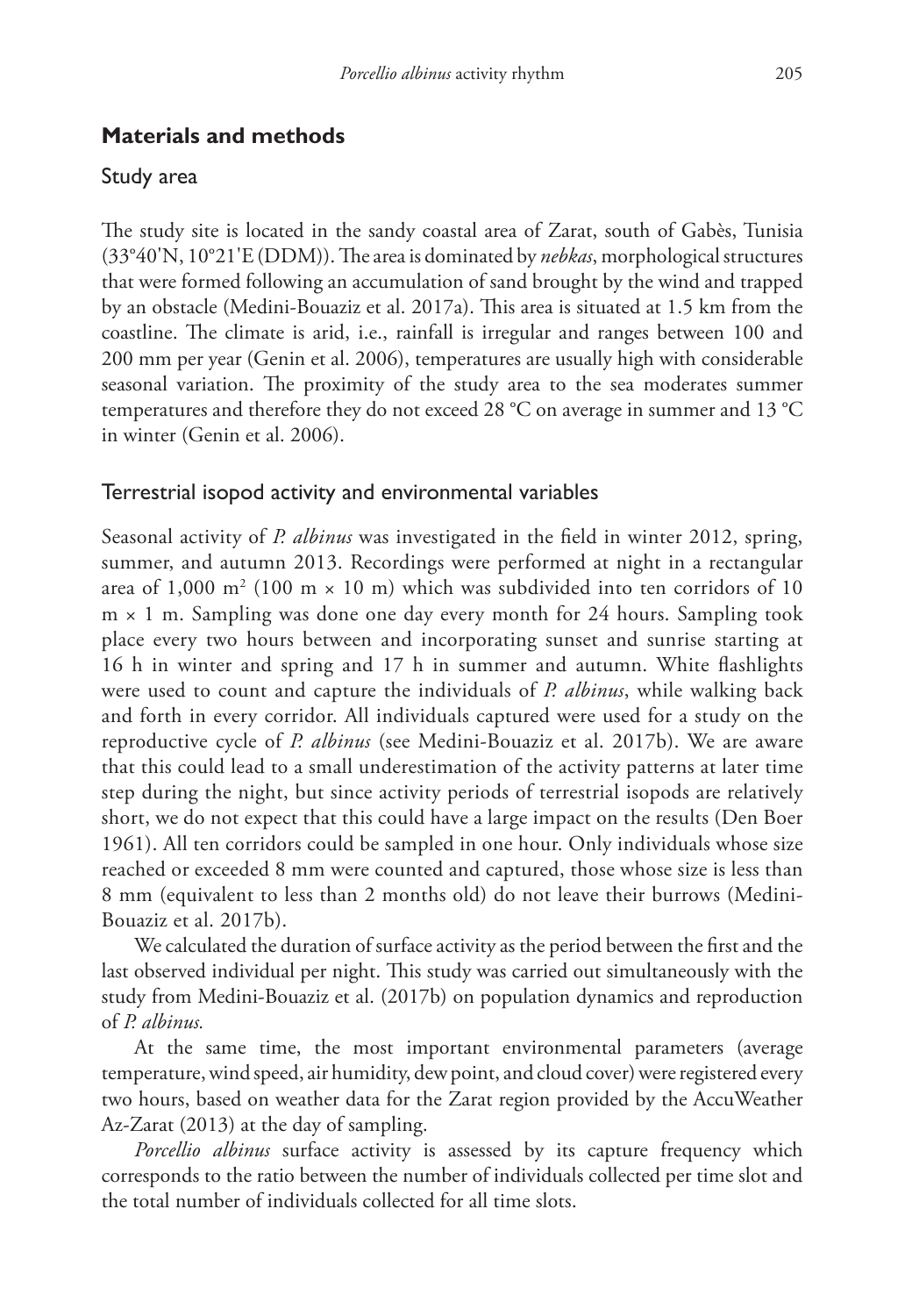## Materials and methods

### Study area

The study site is located in the sandy coastal area of Zarat, south of Gabès, Tunisia (33°40'N, 10°21'E (DDM)). The area is dominated by *nebkas*, morphological structures that were formed following an accumulation of sand brought by the wind and trapped by an obstacle (Medini-Bouaziz et al. 2017a). This area is situated at 1.5 km from the coastline. The climate is arid, i.e., rainfall is irregular and ranges between 100 and 200 mm per year (Genin et al. 2006), temperatures are usually high with considerable seasonal variation. The proximity of the study area to the sea moderates summer temperatures and therefore they do not exceed 28 °C on average in summer and 13 °C in winter (Genin et al. 2006).

### Terrestrial isopod activity and environmental variables

Seasonal activity of *P. albinus* was investigated in the field in winter 2012, spring, summer, and autumn 2013. Recordings were performed at night in a rectangular area of 1,000 $m^2$ (100 m × 10 m) which was subdivided into ten corridors of 10 m × 1 m. Sampling was done one day every month for 24 hours. Sampling took place every two hours between and incorporating sunset and sunrise starting at 16 h in winter and spring and 17 h in summer and autumn. White flashlights were used to count and capture the individuals of *P. albinus*, while walking back and forth in every corridor. All individuals captured were used for a study on the reproductive cycle of *P. albinus* (see Medini-Bouaziz et al. 2017b). We are aware that this could lead to a small underestimation of the activity patterns at later time step during the night, but since activity periods of terrestrial isopods are relatively short, we do not expect that this could have a large impact on the results (Den Boer 1961). All ten corridors could be sampled in one hour. Only individuals whose size reached or exceeded 8 mm were counted and captured, those whose size is less than 8 mm (equivalent to less than 2 months old) do not leave their burrows (Medini-Bouaziz et al. 2017b).

We calculated the duration of surface activity as the period between the first and the last observed individual per night. This study was carried out simultaneously with the study from Medini-Bouaziz et al. (2017b) on population dynamics and reproduction of *P. albinus.*

At the same time, the most important environmental parameters (average temperature, wind speed, air humidity, dew point, and cloud cover) were registered every two hours, based on weather data for the Zarat region provided by the AccuWeather Az-Zarat (2013) at the day of sampling.

*Porcellio albinus* surface activity is assessed by its capture frequency which corresponds to the ratio between the number of individuals collected per time slot and the total number of individuals collected for all time slots.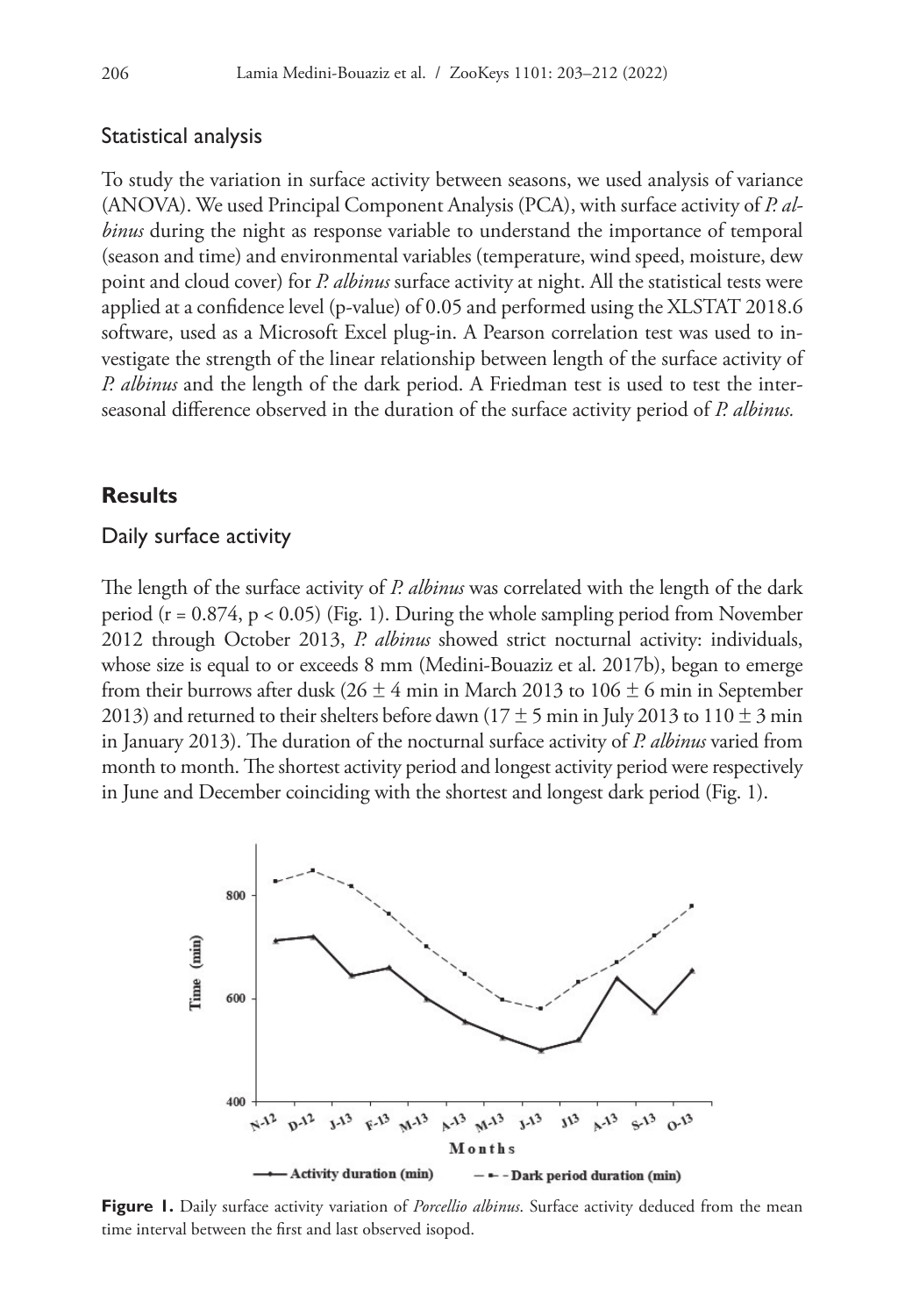## Statistical analysis

To study the variation in surface activity between seasons, we used analysis of variance (ANOVA). We used Principal Component Analysis (PCA), with surface activity of *P. albinus* during the night as response variable to understand the importance of temporal (season and time) and environmental variables (temperature, wind speed, moisture, dew point and cloud cover) for *P. albinus* surface activity at night. All the statistical tests were applied at a confidence level (p-value) of 0.05 and performed using the XLSTAT 2018.6 software, used as a Microsoft Excel plug-in. A Pearson correlation test was used to investigate the strength of the linear relationship between length of the surface activity of *P. albinus* and the length of the dark period. A Friedman test is used to test the inter-seasonal difference observed in the duration of the surface activity period of *P. albinus*.

# Results

## Daily surface activity

The length of the surface activity of *P. albinus* was correlated with the length of the dark period ($r = 0.874$, $p < 0.05$) (Fig. 1). During the whole sampling period from November 2012 through October 2013, *P. albinus* showed strict nocturnal activity: individuals, whose size is equal to or exceeds 8 mm (Medini-Bouaziz et al. 2017b), began to emerge from their burrows after dusk ($26 \pm 4$ min in March 2013 to $106 \pm 6$ min in September 2013) and returned to their shelters before dawn ($17 \pm 5$ min in July 2013 to $110 \pm 3$ min in January 2013). The duration of the nocturnal surface activity of *P. albinus* varied from month to month. The shortest activity period and longest activity period were respectively in June and December coinciding with the shortest and longest dark period (Fig. 1).

**Figure 1.** Daily surface activity variation of *Porcellio albinus*. Surface activity deduced from the mean time interval between the first and last observed isopod.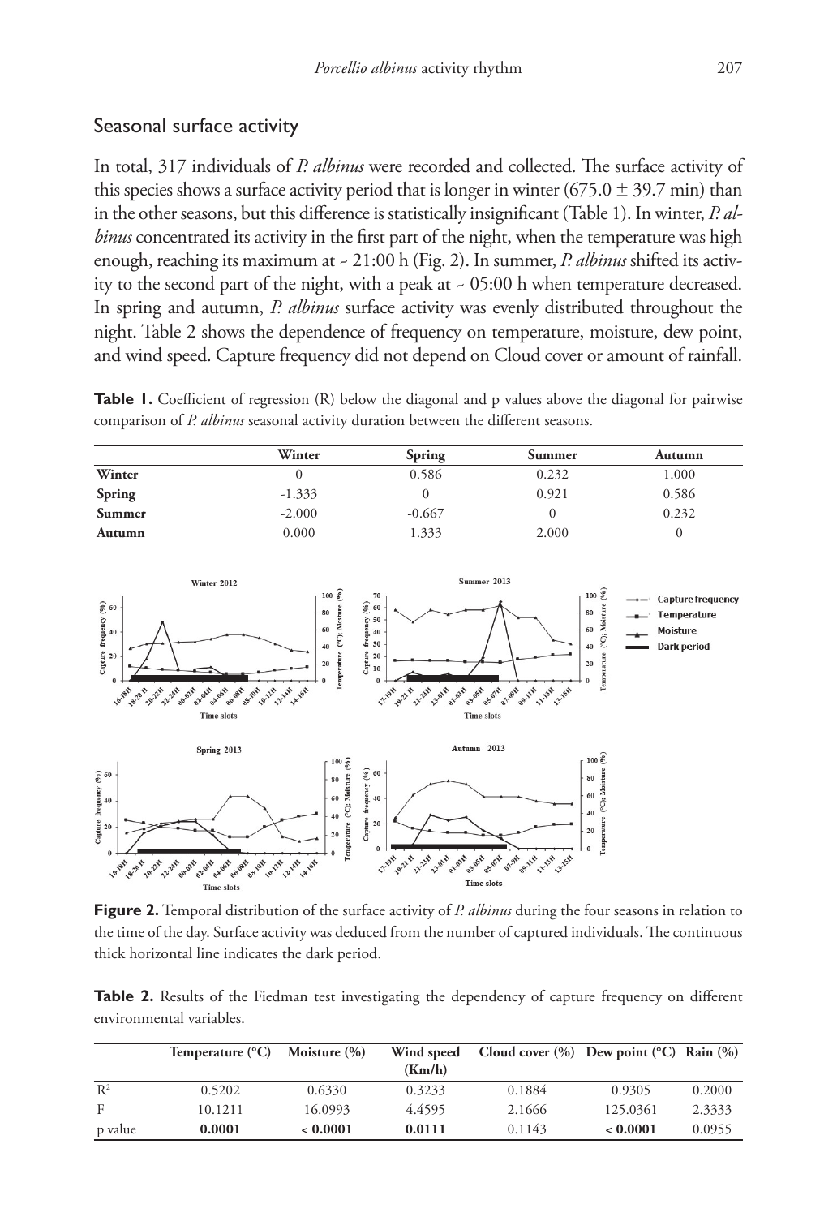## Seasonal surface activity

In total, 317 individuals of *P. albinus* were recorded and collected. The surface activity of this species shows a surface activity period that is longer in winter (675.0 ± 39.7 min) than in the other seasons, but this difference is statistically insignificant (Table 1). In winter, *P. albinus* concentrated its activity in the first part of the night, when the temperature was high enough, reaching its maximum at ~ 21:00 h (Fig. 2). In summer, *P. albinus* shifted its activity to the second part of the night, with a peak at ~ 05:00 h when temperature decreased. In spring and autumn, *P. albinus* surface activity was evenly distributed throughout the night. Table 2 shows the dependence of frequency on temperature, moisture, dew point, and wind speed. Capture frequency did not depend on Cloud cover or amount of rainfall.

**Table 1.** Coefficient of regression (R) below the diagonal and p values above the diagonal for pairwise comparison of *P. albinus* seasonal activity duration between the different seasons.

| | Winter | Spring | Summer | Autumn |
|---|---|---|---|---|
| **Winter** | 0 | 0.586 | 0.232 | 1.000 |
| **Spring** | -1.333 | 0 | 0.921 | 0.586 |
| **Summer** | -2.000 | -0.667 | 0 | 0.232 |
| **Autumn** | 0.000 | 1.333 | 2.000 | 0 |

**Figure 2.** Temporal distribution of the surface activity of *P. albinus* during the four seasons in relation to the time of the day. Surface activity was deduced from the number of captured individuals. The continuous thick horizontal line indicates the dark period.

**Table 2.** Results of the Fiedman test investigating the dependency of capture frequency on different environmental variables.

| | Temperature (°C) | Moisture (%) | Wind speed (Km/h) | Cloud cover (%) | Dew point (°C) | Rain (%) |
|---|---|---|---|---|---|---|
| $R^2$ | 0.5202 | 0.6330 | 0.3233 | 0.1884 | 0.9305 | 0.2000 |
| F | 10.1211 | 16.0993 | 4.4595 | 2.1666 | 125.0361 | 2.3333 |
| p value | **0.0001** | **< 0.0001** | **0.0111** | 0.1143 | **< 0.0001** | 0.0955 |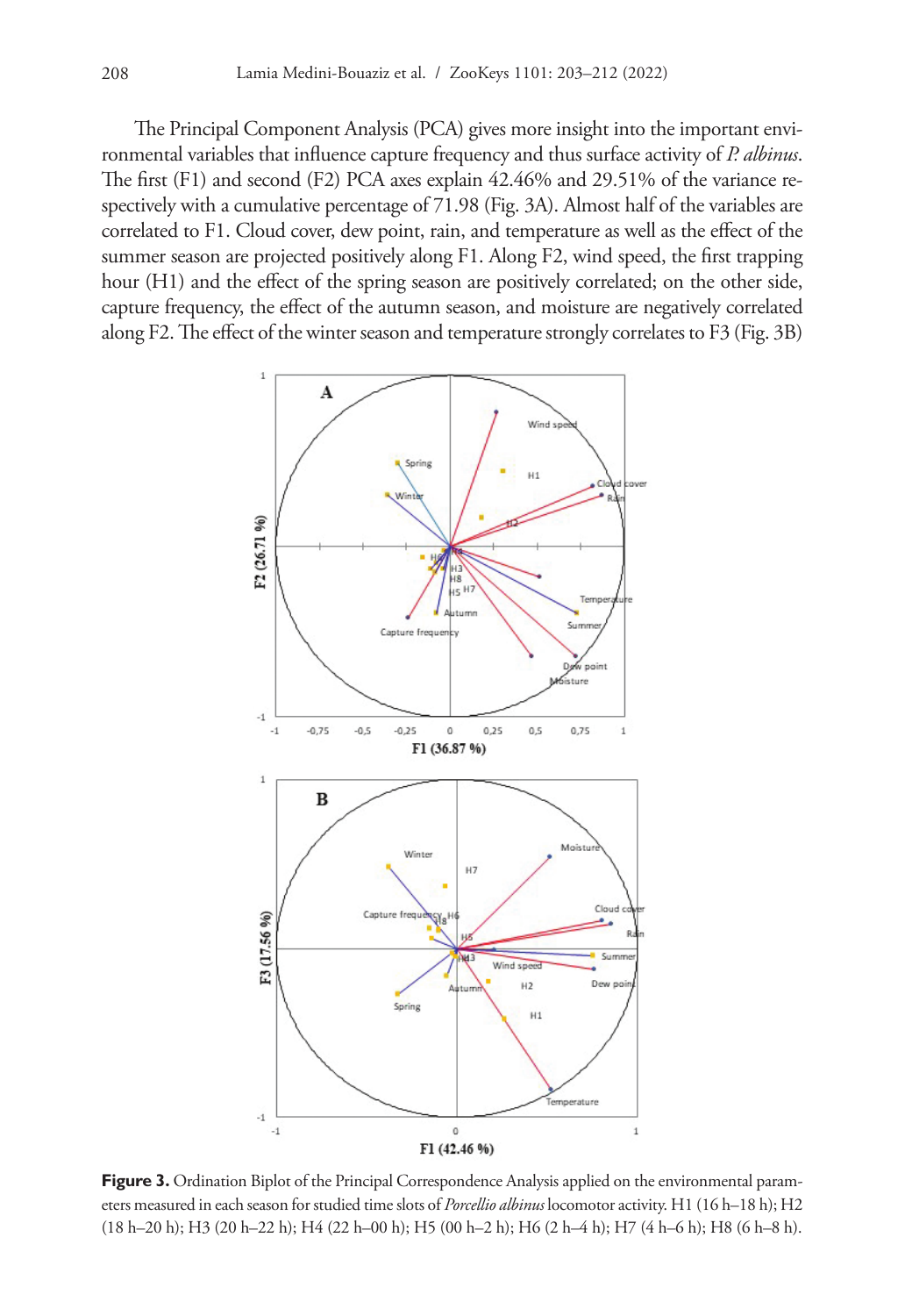The Principal Component Analysis (PCA) gives more insight into the important environmental variables that influence capture frequency and thus surface activity of *P. albinus*. The first (F1) and second (F2) PCA axes explain 42.46% and 29.51% of the variance respectively with a cumulative percentage of 71.98 (Fig. 3A). Almost half of the variables are correlated to F1. Cloud cover, dew point, rain, and temperature as well as the effect of the summer season are projected positively along F1. Along F2, wind speed, the first trapping hour (H1) and the effect of the spring season are positively correlated; on the other side, capture frequency, the effect of the autumn season, and moisture are negatively correlated along F2. The effect of the winter season and temperature strongly correlates to F3 (Fig. 3B)

**Figure 3.** Ordination Biplot of the Principal Correspondence Analysis applied on the environmental parameters measured in each season for studied time slots of *Porcellio albinus* locomotor activity. H1 (16 h–18 h); H2 (18 h–20 h); H3 (20 h–22 h); H4 (22 h–00 h); H5 (00 h–2 h); H6 (2 h–4 h); H7 (4 h–6 h); H8 (6 h–8 h).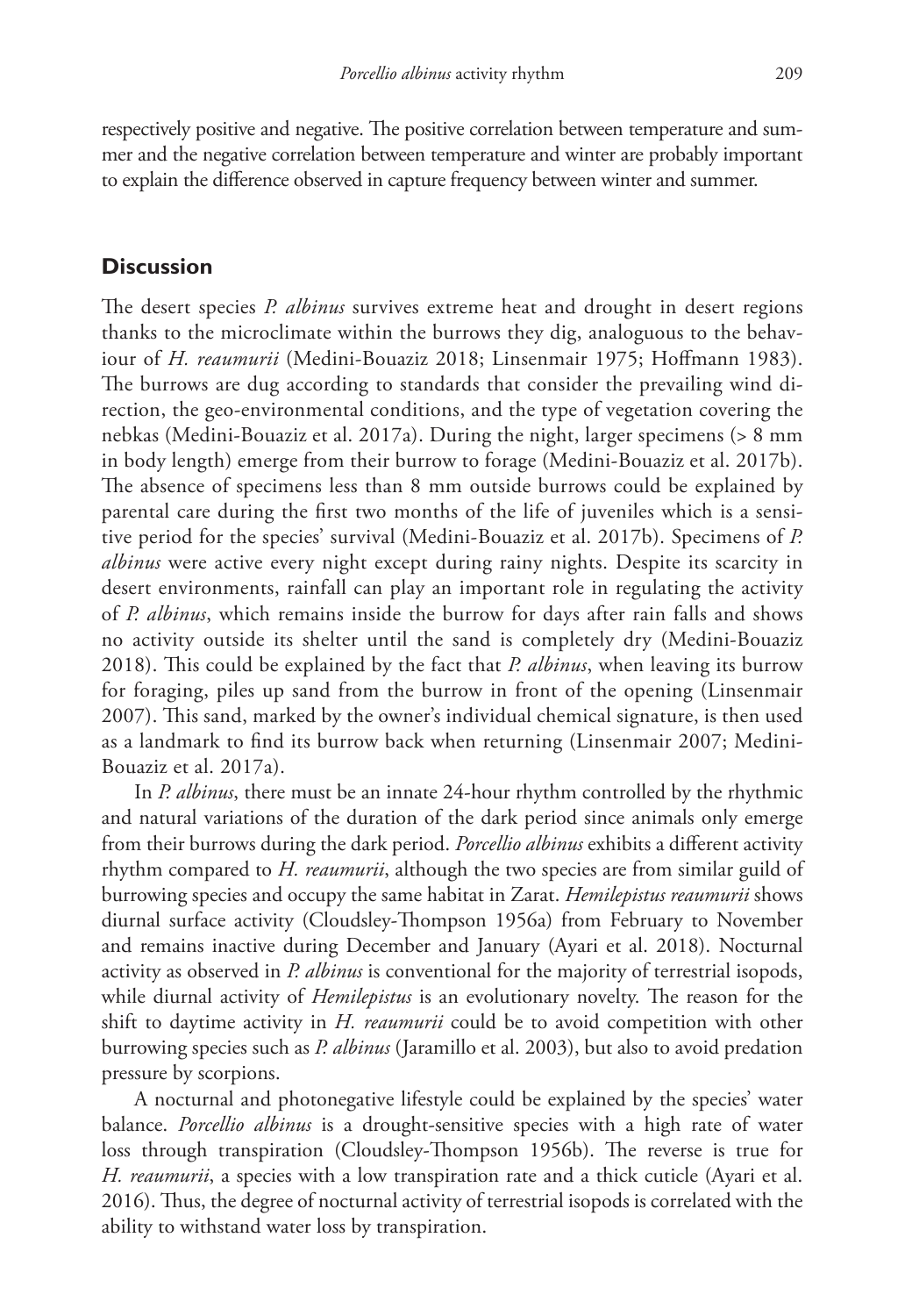respectively positive and negative. The positive correlation between temperature and summer and the negative correlation between temperature and winter are probably important to explain the difference observed in capture frequency between winter and summer.

## Discussion

The desert species *P. albinus* survives extreme heat and drought in desert regions thanks to the microclimate within the burrows they dig, analoguous to the behaviour of *H. reaumurii* (Medini-Bouaziz 2018; Linsenmair 1975; Hoffmann 1983). The burrows are dug according to standards that consider the prevailing wind direction, the geo-environmental conditions, and the type of vegetation covering the nebkas (Medini-Bouaziz et al. 2017a). During the night, larger specimens (> 8 mm in body length) emerge from their burrow to forage (Medini-Bouaziz et al. 2017b). The absence of specimens less than 8 mm outside burrows could be explained by parental care during the first two months of the life of juveniles which is a sensitive period for the species' survival (Medini-Bouaziz et al. 2017b). Specimens of *P. albinus* were active every night except during rainy nights. Despite its scarcity in desert environments, rainfall can play an important role in regulating the activity of *P. albinus*, which remains inside the burrow for days after rain falls and shows no activity outside its shelter until the sand is completely dry (Medini-Bouaziz 2018). This could be explained by the fact that *P. albinus*, when leaving its burrow for foraging, piles up sand from the burrow in front of the opening (Linsenmair 2007). This sand, marked by the owner's individual chemical signature, is then used as a landmark to find its burrow back when returning (Linsenmair 2007; Medini-Bouaziz et al. 2017a).

In *P. albinus*, there must be an innate 24-hour rhythm controlled by the rhythmic and natural variations of the duration of the dark period since animals only emerge from their burrows during the dark period. *Porcellio albinus* exhibits a different activity rhythm compared to *H. reaumurii*, although the two species are from similar guild of burrowing species and occupy the same habitat in Zarat. *Hemilepistus reaumurii* shows diurnal surface activity (Cloudsley-Thompson 1956a) from February to November and remains inactive during December and January (Ayari et al. 2018). Nocturnal activity as observed in *P. albinus* is conventional for the majority of terrestrial isopods, while diurnal activity of *Hemilepistus* is an evolutionary novelty. The reason for the shift to daytime activity in *H. reaumurii* could be to avoid competition with other burrowing species such as *P. albinus* (Jaramillo et al. 2003), but also to avoid predation pressure by scorpions.

A nocturnal and photonegative lifestyle could be explained by the species' water balance. *Porcellio albinus* is a drought-sensitive species with a high rate of water loss through transpiration (Cloudsley-Thompson 1956b). The reverse is true for *H. reaumurii*, a species with a low transpiration rate and a thick cuticle (Ayari et al. 2016). Thus, the degree of nocturnal activity of terrestrial isopods is correlated with the ability to withstand water loss by transpiration.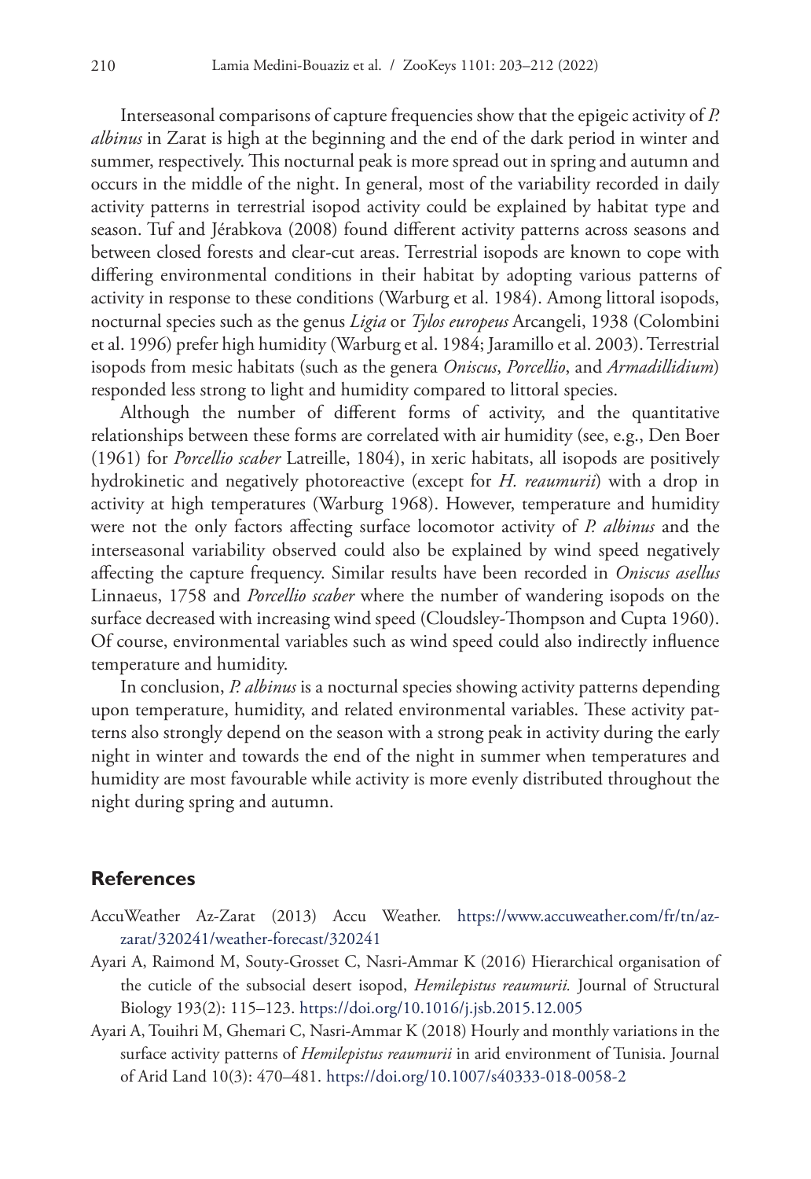Interseasonal comparisons of capture frequencies show that the epigeic activity of *P. albinus* in Zarat is high at the beginning and the end of the dark period in winter and summer, respectively. This nocturnal peak is more spread out in spring and autumn and occurs in the middle of the night. In general, most of the variability recorded in daily activity patterns in terrestrial isopod activity could be explained by habitat type and season. Tuf and Jérabkova (2008) found different activity patterns across seasons and between closed forests and clear-cut areas. Terrestrial isopods are known to cope with differing environmental conditions in their habitat by adopting various patterns of activity in response to these conditions (Warburg et al. 1984). Among littoral isopods, nocturnal species such as the genus *Ligia* or *Tylos europeus* Arcangeli, 1938 (Colombini et al. 1996) prefer high humidity (Warburg et al. 1984; Jaramillo et al. 2003). Terrestrial isopods from mesic habitats (such as the genera *Oniscus*, *Porcellio*, and *Armadillidium*) responded less strong to light and humidity compared to littoral species.

Although the number of different forms of activity, and the quantitative relationships between these forms are correlated with air humidity (see, e.g., Den Boer (1961) for *Porcellio scaber* Latreille, 1804), in xeric habitats, all isopods are positively hydrokinetic and negatively photoreactive (except for *H. reaumurii*) with a drop in activity at high temperatures (Warburg 1968). However, temperature and humidity were not the only factors affecting surface locomotor activity of *P. albinus* and the interseasonal variability observed could also be explained by wind speed negatively affecting the capture frequency. Similar results have been recorded in *Oniscus asellus* Linnaeus, 1758 and *Porcellio scaber* where the number of wandering isopods on the surface decreased with increasing wind speed (Cloudsley-Thompson and Cupta 1960). Of course, environmental variables such as wind speed could also indirectly influence temperature and humidity.

In conclusion, *P. albinus* is a nocturnal species showing activity patterns depending upon temperature, humidity, and related environmental variables. These activity patterns also strongly depend on the season with a strong peak in activity during the early night in winter and towards the end of the night in summer when temperatures and humidity are most favourable while activity is more evenly distributed throughout the night during spring and autumn.

## References

AccuWeather Az-Zarat (2013) Accu Weather. https://www.accuweather.com/fr/tn/az-zarat/320241/weather-forecast/320241

Ayari A, Raimond M, Souty-Grosset C, Nasri-Ammar K (2016) Hierarchical organisation of the cuticle of the subsocial desert isopod, *Hemilepistus reaumurii.* Journal of Structural Biology 193(2): 115–123. https://doi.org/10.1016/j.jsb.2015.12.005

Ayari A, Touihri M, Ghemari C, Nasri-Ammar K (2018) Hourly and monthly variations in the surface activity patterns of *Hemilepistus reaumurii* in arid environment of Tunisia. Journal of Arid Land 10(3): 470–481. https://doi.org/10.1007/s40333-018-0058-2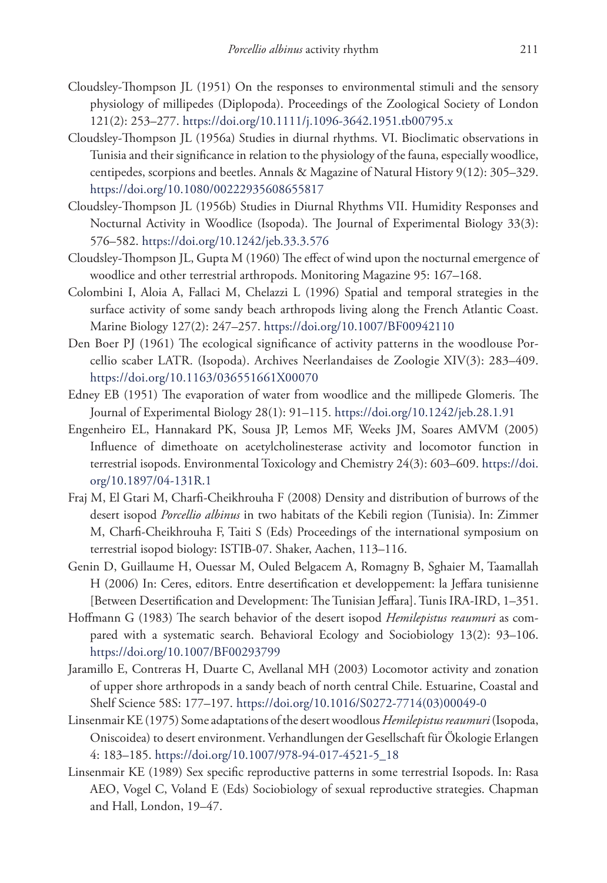Cloudsley-Thompson JL (1951) On the responses to environmental stimuli and the sensory physiology of millipedes (Diplopoda). Proceedings of the Zoological Society of London 121(2): 253–277. https://doi.org/10.1111/j.1096-3642.1951.tb00795.x

Cloudsley-Thompson JL (1956a) Studies in diurnal rhythms. VI. Bioclimatic observations in Tunisia and their significance in relation to the physiology of the fauna, especially woodlice, centipedes, scorpions and beetles. Annals & Magazine of Natural History 9(12): 305–329. https://doi.org/10.1080/00222935608655817

Cloudsley-Thompson JL (1956b) Studies in Diurnal Rhythms VII. Humidity Responses and Nocturnal Activity in Woodlice (Isopoda). The Journal of Experimental Biology 33(3): 576–582. https://doi.org/10.1242/jeb.33.3.576

Cloudsley-Thompson JL, Gupta M (1960) The effect of wind upon the nocturnal emergence of woodlice and other terrestrial arthropods. Monitoring Magazine 95: 167–168.

Colombini I, Aloia A, Fallaci M, Chelazzi L (1996) Spatial and temporal strategies in the surface activity of some sandy beach arthropods living along the French Atlantic Coast. Marine Biology 127(2): 247–257. https://doi.org/10.1007/BF00942110

Den Boer PJ (1961) The ecological significance of activity patterns in the woodlouse Porcellio scaber LATR. (Isopoda). Archives Neerlandaises de Zoologie XIV(3): 283–409. https://doi.org/10.1163/036551661X00070

Edney EB (1951) The evaporation of water from woodlice and the millipede Glomeris. The Journal of Experimental Biology 28(1): 91–115. https://doi.org/10.1242/jeb.28.1.91

Engenheiro EL, Hannakard PK, Sousa JP, Lemos MF, Weeks JM, Soares AMVM (2005) Influence of dimethoate on acetylcholinesterase activity and locomotor function in terrestrial isopods. Environmental Toxicology and Chemistry 24(3): 603–609. https://doi.org/10.1897/04-131R.1

Fraj M, El Gtari M, Charfi-Cheikhrouha F (2008) Density and distribution of burrows of the desert isopod *Porcellio albinus* in two habitats of the Kebili region (Tunisia). In: Zimmer M, Charfi-Cheikhrouha F, Taiti S (Eds) Proceedings of the international symposium on terrestrial isopod biology: ISTIB-07. Shaker, Aachen, 113–116.

Genin D, Guillaume H, Ouessar M, Ouled Belgacem A, Romagny B, Sghaier M, Taamallah H (2006) In: Ceres, editors. Entre desertification et developpement: la Jeffara tunisienne [Between Desertification and Development: The Tunisian Jeffara]. Tunis IRA-IRD, 1–351.

Hoffmann G (1983) The search behavior of the desert isopod *Hemilepistus reaumuri* as compared with a systematic search. Behavioral Ecology and Sociobiology 13(2): 93–106. https://doi.org/10.1007/BF00293799

Jaramillo E, Contreras H, Duarte C, Avellanal MH (2003) Locomotor activity and zonation of upper shore arthropods in a sandy beach of north central Chile. Estuarine, Coastal and Shelf Science 58S: 177–197. https://doi.org/10.1016/S0272-7714(03)00049-0

Linsenmair KE (1975) Some adaptations of the desert woodlous *Hemilepistus reaumuri* (Isopoda, Oniscoidea) to desert environment. Verhandlungen der Gesellschaft für Ökologie Erlangen 4: 183–185. https://doi.org/10.1007/978-94-017-4521-5_18

Linsenmair KE (1989) Sex specific reproductive patterns in some terrestrial Isopods. In: Rasa AEO, Vogel C, Voland E (Eds) Sociobiology of sexual reproductive strategies. Chapman and Hall, London, 19–47.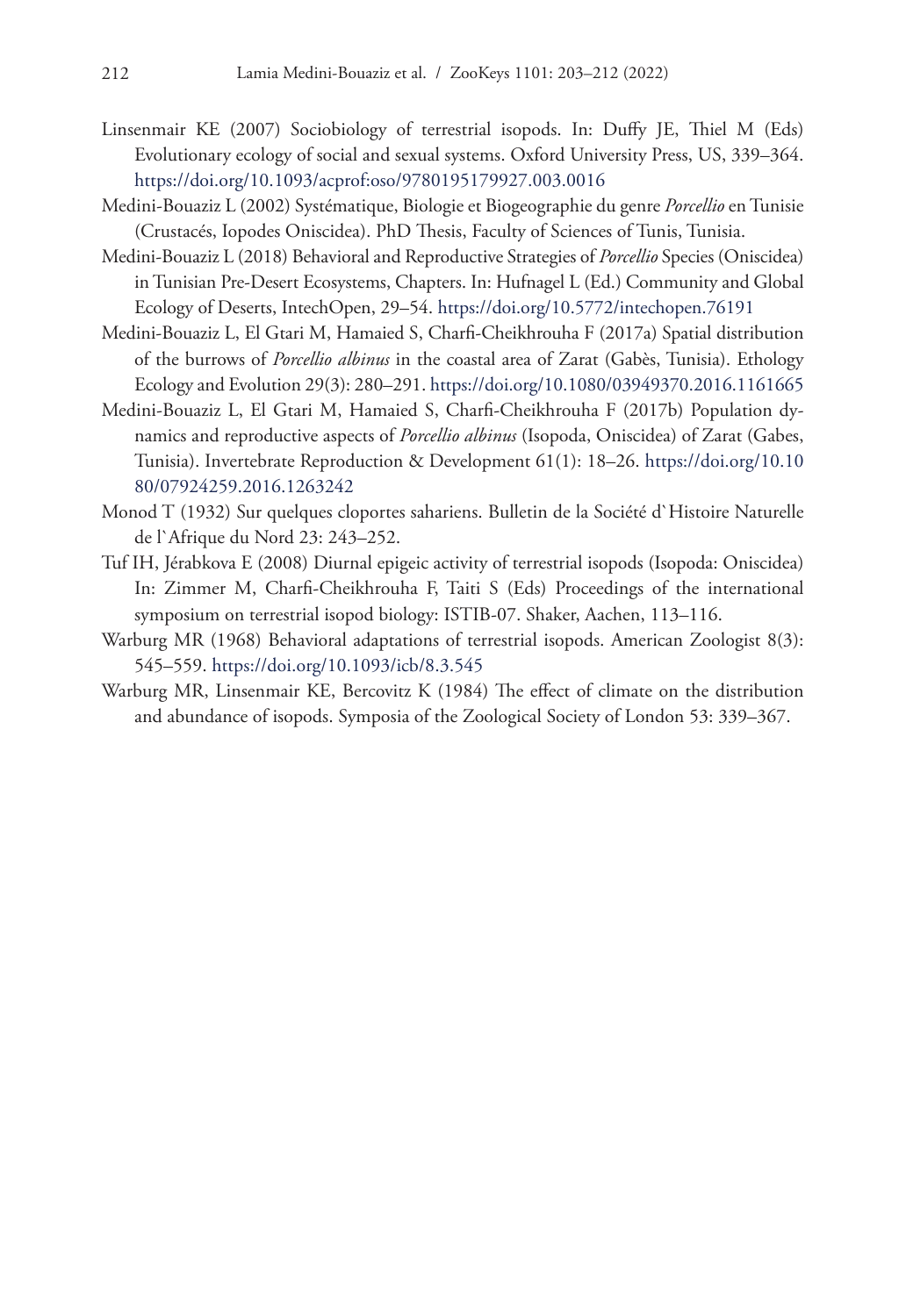Linsenmair KE (2007) Sociobiology of terrestrial isopods. In: Duffy JE, Thiel M (Eds) Evolutionary ecology of social and sexual systems. Oxford University Press, US, 339–364. https://doi.org/10.1093/acprof:oso/9780195179927.003.0016

Medini-Bouaziz L (2002) Systématique, Biologie et Biogeographie du genre *Porcellio* en Tunisie (Crustacés, Iopodes Oniscidea). PhD Thesis, Faculty of Sciences of Tunis, Tunisia.

Medini-Bouaziz L (2018) Behavioral and Reproductive Strategies of *Porcellio* Species (Oniscidea) in Tunisian Pre-Desert Ecosystems, Chapters. In: Hufnagel L (Ed.) Community and Global Ecology of Deserts, IntechOpen, 29–54. https://doi.org/10.5772/intechopen.76191

Medini-Bouaziz L, El Gtari M, Hamaied S, Charfi-Cheikhrouha F (2017a) Spatial distribution of the burrows of *Porcellio albinus* in the coastal area of Zarat (Gabès, Tunisia). Ethology Ecology and Evolution 29(3): 280–291. https://doi.org/10.1080/03949370.2016.1161665

Medini-Bouaziz L, El Gtari M, Hamaied S, Charfi-Cheikhrouha F (2017b) Population dynamics and reproductive aspects of *Porcellio albinus* (Isopoda, Oniscidea) of Zarat (Gabes, Tunisia). Invertebrate Reproduction & Development 61(1): 18–26. https://doi.org/10.1080/07924259.2016.1263242

Monod T (1932) Sur quelques cloportes sahariens. Bulletin de la Société d`Histoire Naturelle de l`Afrique du Nord 23: 243–252.

Tuf IH, Jérabkova E (2008) Diurnal epigeic activity of terrestrial isopods (Isopoda: Oniscidea) In: Zimmer M, Charfi-Cheikhrouha F, Taiti S (Eds) Proceedings of the international symposium on terrestrial isopod biology: ISTIB-07. Shaker, Aachen, 113–116.

Warburg MR (1968) Behavioral adaptations of terrestrial isopods. American Zoologist 8(3): 545–559. https://doi.org/10.1093/icb/8.3.545

Warburg MR, Linsenmair KE, Bercovitz K (1984) The effect of climate on the distribution and abundance of isopods. Symposia of the Zoological Society of London 53: 339–367.